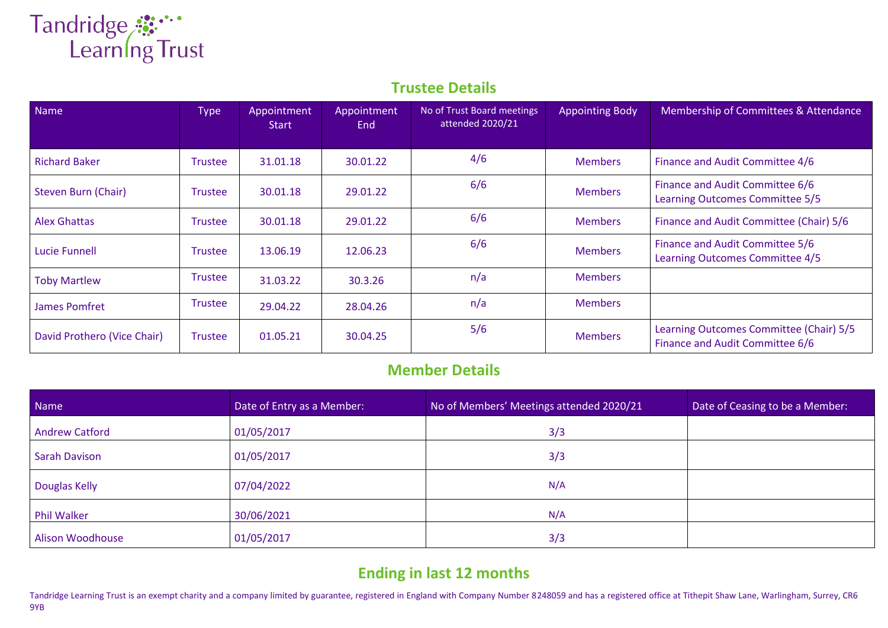Tandridge Learning Trust

## Trustee Details

| Name | Type | Appointment Start | Appointment End | No of Trust Board meetings attended 2020/21 | Appointing Body | Membership of Committees & Attendance |
|---|---|---|---|---|---|---|
| Richard Baker | Trustee | 31.01.18 | 30.01.22 | 4/6 | Members | Finance and Audit Committee 4/6 |
| Steven Burn (Chair) | Trustee | 30.01.18 | 29.01.22 | 6/6 | Members | Finance and Audit Committee 6/6<br>Learning Outcomes Committee 5/5 |
| Alex Ghattas | Trustee | 30.01.18 | 29.01.22 | 6/6 | Members | Finance and Audit Committee (Chair) 5/6 |
| Lucie Funnell | Trustee | 13.06.19 | 12.06.23 | 6/6 | Members | Finance and Audit Committee 5/6<br>Learning Outcomes Committee 4/5 |
| Toby Martlew | Trustee | 31.03.22 | 30.3.26 | n/a | Members | |
| James Pomfret | Trustee | 29.04.22 | 28.04.26 | n/a | Members | |
| David Prothero (Vice Chair) | Trustee | 01.05.21 | 30.04.25 | 5/6 | Members | Learning Outcomes Committee (Chair) 5/5<br>Finance and Audit Committee 6/6 |

## Member Details

| Name | Date of Entry as a Member: | No of Members' Meetings attended 2020/21 | Date of Ceasing to be a Member: |
|---|---|---|---|
| Andrew Catford | 01/05/2017 | 3/3 | |
| Sarah Davison | 01/05/2017 | 3/3 | |
| Douglas Kelly | 07/04/2022 | N/A | |
| Phil Walker | 30/06/2021 | N/A | |
| Alison Woodhouse | 01/05/2017 | 3/3 | |

## Ending in last 12 months

Tandridge Learning Trust is an exempt charity and a company limited by guarantee, registered in England with Company Number 8248059 and has a registered office at Tithepit Shaw Lane, Warlingham, Surrey, CR6 9YB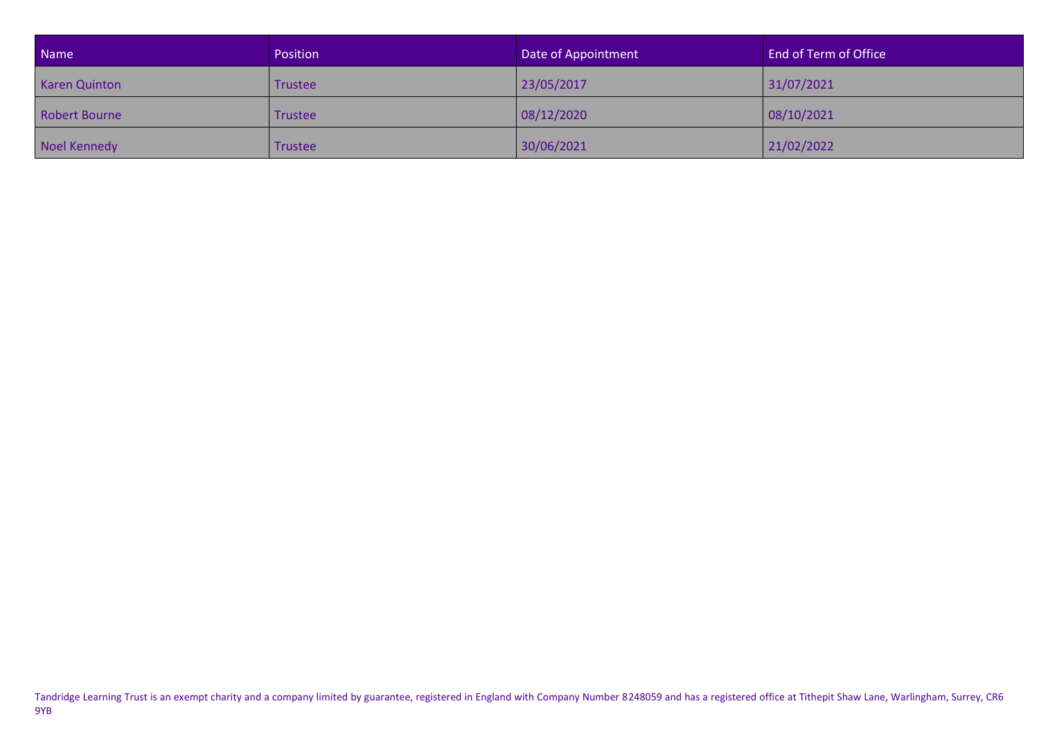| Name | Position | Date of Appointment | End of Term of Office |
|---|---|---|---|
| Karen Quinton | Trustee | 23/05/2017 | 31/07/2021 |
| Robert Bourne | Trustee | 08/12/2020 | 08/10/2021 |
| Noel Kennedy | Trustee | 30/06/2021 | 21/02/2022 |

Tandridge Learning Trust is an exempt charity and a company limited by guarantee, registered in England with Company Number 8248059 and has a registered office at Tithepit Shaw Lane, Warlingham, Surrey, CR6 9YB